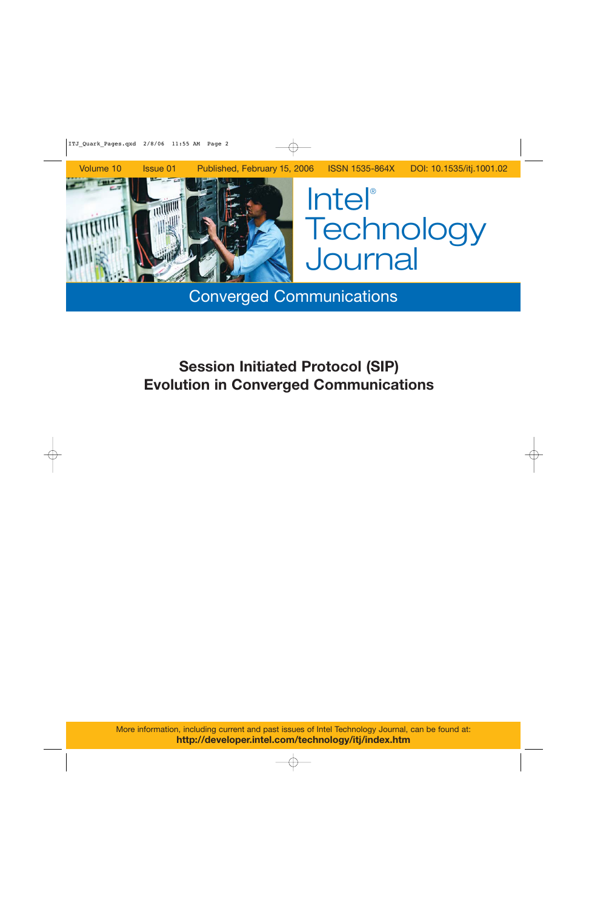Volume 10 Issue 01 Published, February 15, 2006 ISSN 1535-864X DOI: 10.1535/itj.1001.02

# Intel® Technology Journal

## Converged Communications

## Session Initiated Protocol (SIP) Evolution in Converged Communications

More information, including current and past issues of Intel Technology Journal, can be found at:
**http://developer.intel.com/technology/itj/index.htm**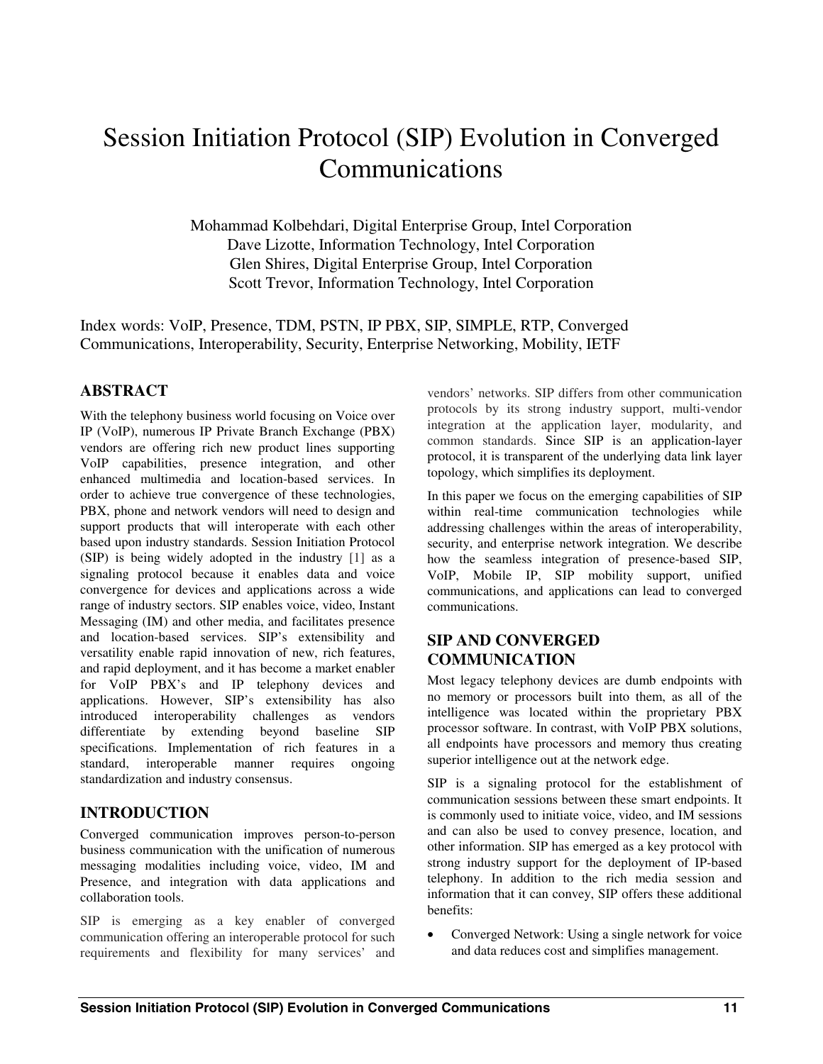# Session Initiation Protocol (SIP) Evolution in Converged Communications

Mohammad Kolbehdari, Digital Enterprise Group, Intel Corporation
Dave Lizotte, Information Technology, Intel Corporation
Glen Shires, Digital Enterprise Group, Intel Corporation
Scott Trevor, Information Technology, Intel Corporation

Index words: VoIP, Presence, TDM, PSTN, IP PBX, SIP, SIMPLE, RTP, Converged Communications, Interoperability, Security, Enterprise Networking, Mobility, IETF

## ABSTRACT

With the telephony business world focusing on Voice over IP (VoIP), numerous IP Private Branch Exchange (PBX) vendors are offering rich new product lines supporting VoIP capabilities, presence integration, and other enhanced multimedia and location-based services. In order to achieve true convergence of these technologies, PBX, phone and network vendors will need to design and support products that will interoperate with each other based upon industry standards. Session Initiation Protocol (SIP) is being widely adopted in the industry [1] as a signaling protocol because it enables data and voice convergence for devices and applications across a wide range of industry sectors. SIP enables voice, video, Instant Messaging (IM) and other media, and facilitates presence and location-based services. SIP's extensibility and versatility enable rapid innovation of new, rich features, and rapid deployment, and it has become a market enabler for VoIP PBX's and IP telephony devices and applications. However, SIP's extensibility has also introduced interoperability challenges as vendors differentiate by extending beyond baseline SIP specifications. Implementation of rich features in a standard, interoperable manner requires ongoing standardization and industry consensus.

## INTRODUCTION

Converged communication improves person-to-person business communication with the unification of numerous messaging modalities including voice, video, IM and Presence, and integration with data applications and collaboration tools.

SIP is emerging as a key enabler of converged communication offering an interoperable protocol for such requirements and flexibility for many services' and vendors' networks. SIP differs from other communication protocols by its strong industry support, multi-vendor integration at the application layer, modularity, and common standards. Since SIP is an application-layer protocol, it is transparent of the underlying data link layer topology, which simplifies its deployment.

In this paper we focus on the emerging capabilities of SIP within real-time communication technologies while addressing challenges within the areas of interoperability, security, and enterprise network integration. We describe how the seamless integration of presence-based SIP, VoIP, Mobile IP, SIP mobility support, unified communications, and applications can lead to converged communications.

## SIP AND CONVERGED COMMUNICATION

Most legacy telephony devices are dumb endpoints with no memory or processors built into them, as all of the intelligence was located within the proprietary PBX processor software. In contrast, with VoIP PBX solutions, all endpoints have processors and memory thus creating superior intelligence out at the network edge.

SIP is a signaling protocol for the establishment of communication sessions between these smart endpoints. It is commonly used to initiate voice, video, and IM sessions and can also be used to convey presence, location, and other information. SIP has emerged as a key protocol with strong industry support for the deployment of IP-based telephony. In addition to the rich media session and information that it can convey, SIP offers these additional benefits:

- Converged Network: Using a single network for voice and data reduces cost and simplifies management.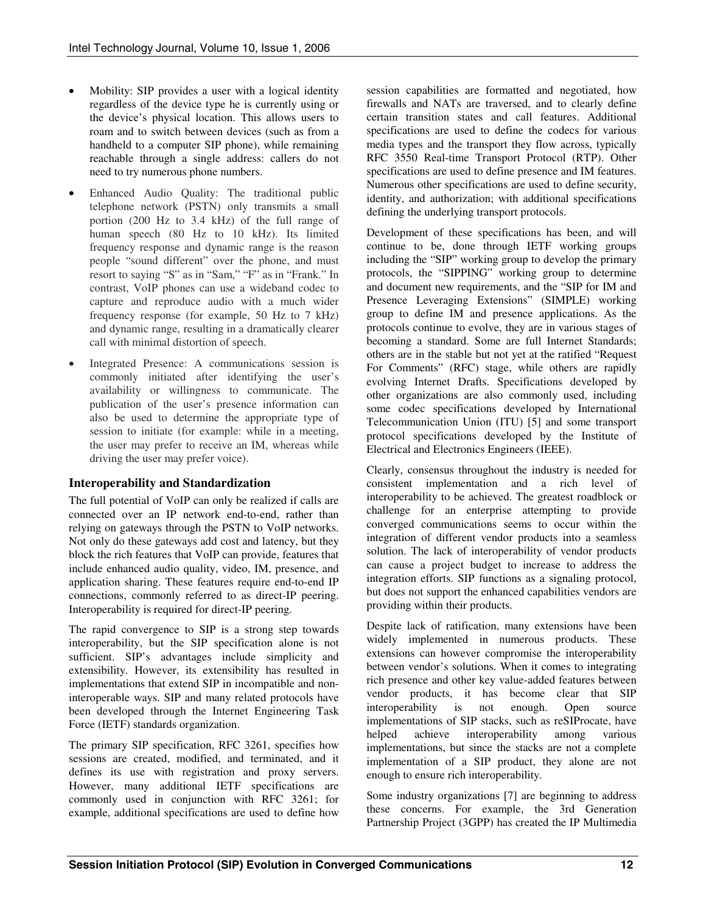- Mobility: SIP provides a user with a logical identity regardless of the device type he is currently using or the device's physical location. This allows users to roam and to switch between devices (such as from a handheld to a computer SIP phone), while remaining reachable through a single address: callers do not need to try numerous phone numbers.
- Enhanced Audio Quality: The traditional public telephone network (PSTN) only transmits a small portion (200 Hz to 3.4 kHz) of the full range of human speech (80 Hz to 10 kHz). Its limited frequency response and dynamic range is the reason people "sound different" over the phone, and must resort to saying "S" as in "Sam," "F" as in "Frank." In contrast, VoIP phones can use a wideband codec to capture and reproduce audio with a much wider frequency response (for example, 50 Hz to 7 kHz) and dynamic range, resulting in a dramatically clearer call with minimal distortion of speech.
- Integrated Presence: A communications session is commonly initiated after identifying the user's availability or willingness to communicate. The publication of the user's presence information can also be used to determine the appropriate type of session to initiate (for example: while in a meeting, the user may prefer to receive an IM, whereas while driving the user may prefer voice).

### Interoperability and Standardization

The full potential of VoIP can only be realized if calls are connected over an IP network end-to-end, rather than relying on gateways through the PSTN to VoIP networks. Not only do these gateways add cost and latency, but they block the rich features that VoIP can provide, features that include enhanced audio quality, video, IM, presence, and application sharing. These features require end-to-end IP connections, commonly referred to as direct-IP peering. Interoperability is required for direct-IP peering.

The rapid convergence to SIP is a strong step towards interoperability, but the SIP specification alone is not sufficient. SIP's advantages include simplicity and extensibility. However, its extensibility has resulted in implementations that extend SIP in incompatible and non-interoperable ways. SIP and many related protocols have been developed through the Internet Engineering Task Force (IETF) standards organization.

The primary SIP specification, RFC 3261, specifies how sessions are created, modified, and terminated, and it defines its use with registration and proxy servers. However, many additional IETF specifications are commonly used in conjunction with RFC 3261; for example, additional specifications are used to define how session capabilities are formatted and negotiated, how firewalls and NATs are traversed, and to clearly define certain transition states and call features. Additional specifications are used to define the codecs for various media types and the transport they flow across, typically RFC 3550 Real-time Transport Protocol (RTP). Other specifications are used to define presence and IM features. Numerous other specifications are used to define security, identity, and authorization; with additional specifications defining the underlying transport protocols.

Development of these specifications has been, and will continue to be, done through IETF working groups including the "SIP" working group to develop the primary protocols, the "SIPPING" working group to determine and document new requirements, and the "SIP for IM and Presence Leveraging Extensions" (SIMPLE) working group to define IM and presence applications. As the protocols continue to evolve, they are in various stages of becoming a standard. Some are full Internet Standards; others are in the stable but not yet at the ratified "Request For Comments" (RFC) stage, while others are rapidly evolving Internet Drafts. Specifications developed by other organizations are also commonly used, including some codec specifications developed by International Telecommunication Union (ITU) [5] and some transport protocol specifications developed by the Institute of Electrical and Electronics Engineers (IEEE).

Clearly, consensus throughout the industry is needed for consistent implementation and a rich level of interoperability to be achieved. The greatest roadblock or challenge for an enterprise attempting to provide converged communications seems to occur within the integration of different vendor products into a seamless solution. The lack of interoperability of vendor products can cause a project budget to increase to address the integration efforts. SIP functions as a signaling protocol, but does not support the enhanced capabilities vendors are providing within their products.

Despite lack of ratification, many extensions have been widely implemented in numerous products. These extensions can however compromise the interoperability between vendor's solutions. When it comes to integrating rich presence and other key value-added features between vendor products, it has become clear that SIP interoperability is not enough. Open source implementations of SIP stacks, such as reSIProcate, have helped achieve interoperability among various implementations, but since the stacks are not a complete implementation of a SIP product, they alone are not enough to ensure rich interoperability.

Some industry organizations [7] are beginning to address these concerns. For example, the 3rd Generation Partnership Project (3GPP) has created the IP Multimedia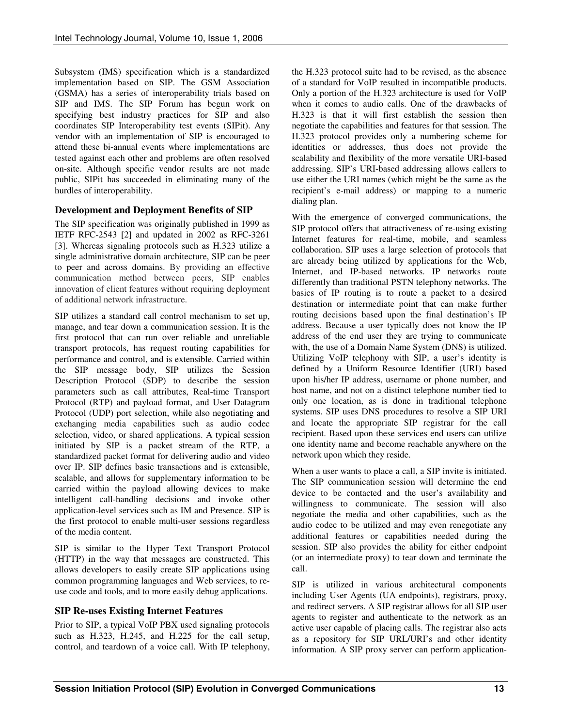Subsystem (IMS) specification which is a standardized implementation based on SIP. The GSM Association (GSMA) has a series of interoperability trials based on SIP and IMS. The SIP Forum has begun work on specifying best industry practices for SIP and also coordinates SIP Interoperability test events (SIPit). Any vendor with an implementation of SIP is encouraged to attend these bi-annual events where implementations are tested against each other and problems are often resolved on-site. Although specific vendor results are not made public, SIPit has succeeded in eliminating many of the hurdles of interoperability.

### Development and Deployment Benefits of SIP

The SIP specification was originally published in 1999 as IETF RFC-2543 [2] and updated in 2002 as RFC-3261 [3]. Whereas signaling protocols such as H.323 utilize a single administrative domain architecture, SIP can be peer to peer and across domains. By providing an effective communication method between peers, SIP enables innovation of client features without requiring deployment of additional network infrastructure.

SIP utilizes a standard call control mechanism to set up, manage, and tear down a communication session. It is the first protocol that can run over reliable and unreliable transport protocols, has request routing capabilities for performance and control, and is extensible. Carried within the SIP message body, SIP utilizes the Session Description Protocol (SDP) to describe the session parameters such as call attributes, Real-time Transport Protocol (RTP) and payload format, and User Datagram Protocol (UDP) port selection, while also negotiating and exchanging media capabilities such as audio codec selection, video, or shared applications. A typical session initiated by SIP is a packet stream of the RTP, a standardized packet format for delivering audio and video over IP. SIP defines basic transactions and is extensible, scalable, and allows for supplementary information to be carried within the payload allowing devices to make intelligent call-handling decisions and invoke other application-level services such as IM and Presence. SIP is the first protocol to enable multi-user sessions regardless of the media content.

SIP is similar to the Hyper Text Transport Protocol (HTTP) in the way that messages are constructed. This allows developers to easily create SIP applications using common programming languages and Web services, to re-use code and tools, and to more easily debug applications.

### SIP Re-uses Existing Internet Features

Prior to SIP, a typical VoIP PBX used signaling protocols such as H.323, H.245, and H.225 for the call setup, control, and teardown of a voice call. With IP telephony, the H.323 protocol suite had to be revised, as the absence of a standard for VoIP resulted in incompatible products. Only a portion of the H.323 architecture is used for VoIP when it comes to audio calls. One of the drawbacks of H.323 is that it will first establish the session then negotiate the capabilities and features for that session. The H.323 protocol provides only a numbering scheme for identities or addresses, thus does not provide the scalability and flexibility of the more versatile URI-based addressing. SIP's URI-based addressing allows callers to use either the URI names (which might be the same as the recipient's e-mail address) or mapping to a numeric dialing plan.

With the emergence of converged communications, the SIP protocol offers that attractiveness of re-using existing Internet features for real-time, mobile, and seamless collaboration. SIP uses a large selection of protocols that are already being utilized by applications for the Web, Internet, and IP-based networks. IP networks route differently than traditional PSTN telephony networks. The basics of IP routing is to route a packet to a desired destination or intermediate point that can make further routing decisions based upon the final destination's IP address. Because a user typically does not know the IP address of the end user they are trying to communicate with, the use of a Domain Name System (DNS) is utilized. Utilizing VoIP telephony with SIP, a user's identity is defined by a Uniform Resource Identifier (URI) based upon his/her IP address, username or phone number, and host name, and not on a distinct telephone number tied to only one location, as is done in traditional telephone systems. SIP uses DNS procedures to resolve a SIP URI and locate the appropriate SIP registrar for the call recipient. Based upon these services end users can utilize one identity name and become reachable anywhere on the network upon which they reside.

When a user wants to place a call, a SIP invite is initiated. The SIP communication session will determine the end device to be contacted and the user's availability and willingness to communicate. The session will also negotiate the media and other capabilities, such as the audio codec to be utilized and may even renegotiate any additional features or capabilities needed during the session. SIP also provides the ability for either endpoint (or an intermediate proxy) to tear down and terminate the call.

SIP is utilized in various architectural components including User Agents (UA endpoints), registrars, proxy, and redirect servers. A SIP registrar allows for all SIP user agents to register and authenticate to the network as an active user capable of placing calls. The registrar also acts as a repository for SIP URL/URI's and other identity information. A SIP proxy server can perform application-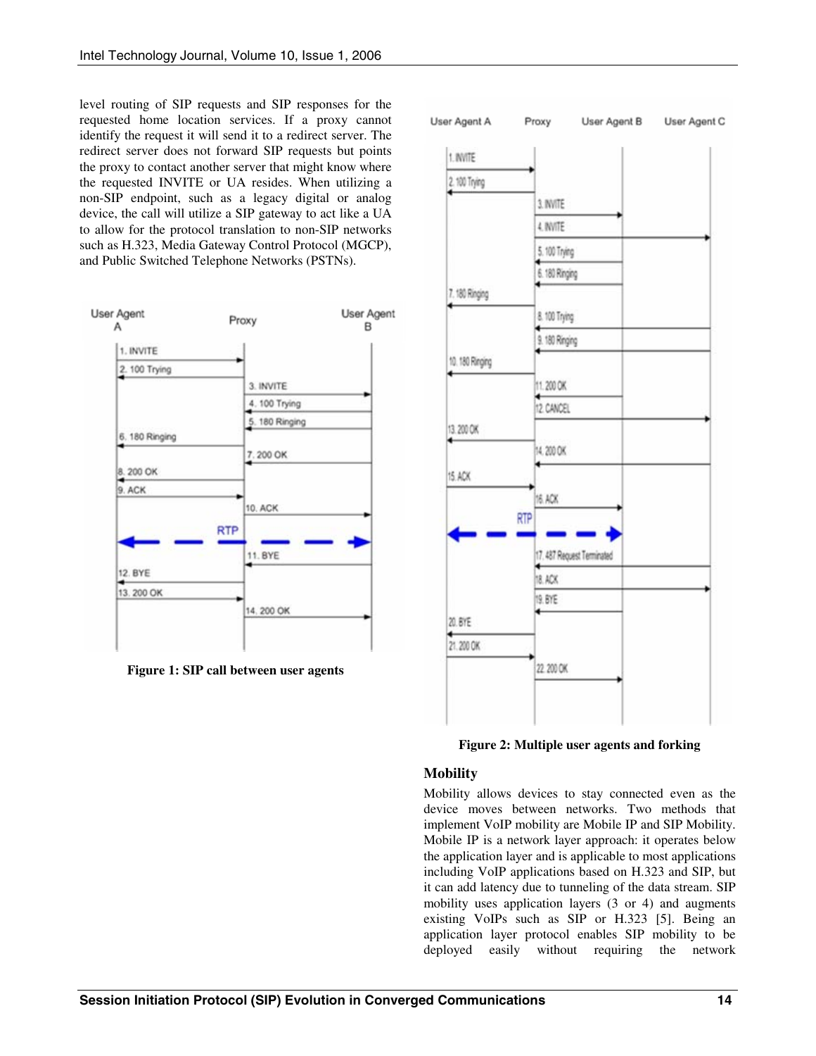level routing of SIP requests and SIP responses for the requested home location services. If a proxy cannot identify the request it will send it to a redirect server. The redirect server does not forward SIP requests but points the proxy to contact another server that might know where the requested INVITE or UA resides. When utilizing a non-SIP endpoint, such as a legacy digital or analog device, the call will utilize a SIP gateway to act like a UA to allow for the protocol translation to non-SIP networks such as H.323, Media Gateway Control Protocol (MGCP), and Public Switched Telephone Networks (PSTNs).

**Figure 1: SIP call between user agents**

**Figure 2: Multiple user agents and forking**

### Mobility

Mobility allows devices to stay connected even as the device moves between networks. Two methods that implement VoIP mobility are Mobile IP and SIP Mobility. Mobile IP is a network layer approach: it operates below the application layer and is applicable to most applications including VoIP applications based on H.323 and SIP, but it can add latency due to tunneling of the data stream. SIP mobility uses application layers (3 or 4) and augments existing VoIPs such as SIP or H.323 [5]. Being an application layer protocol enables SIP mobility to be deployed easily without requiring the network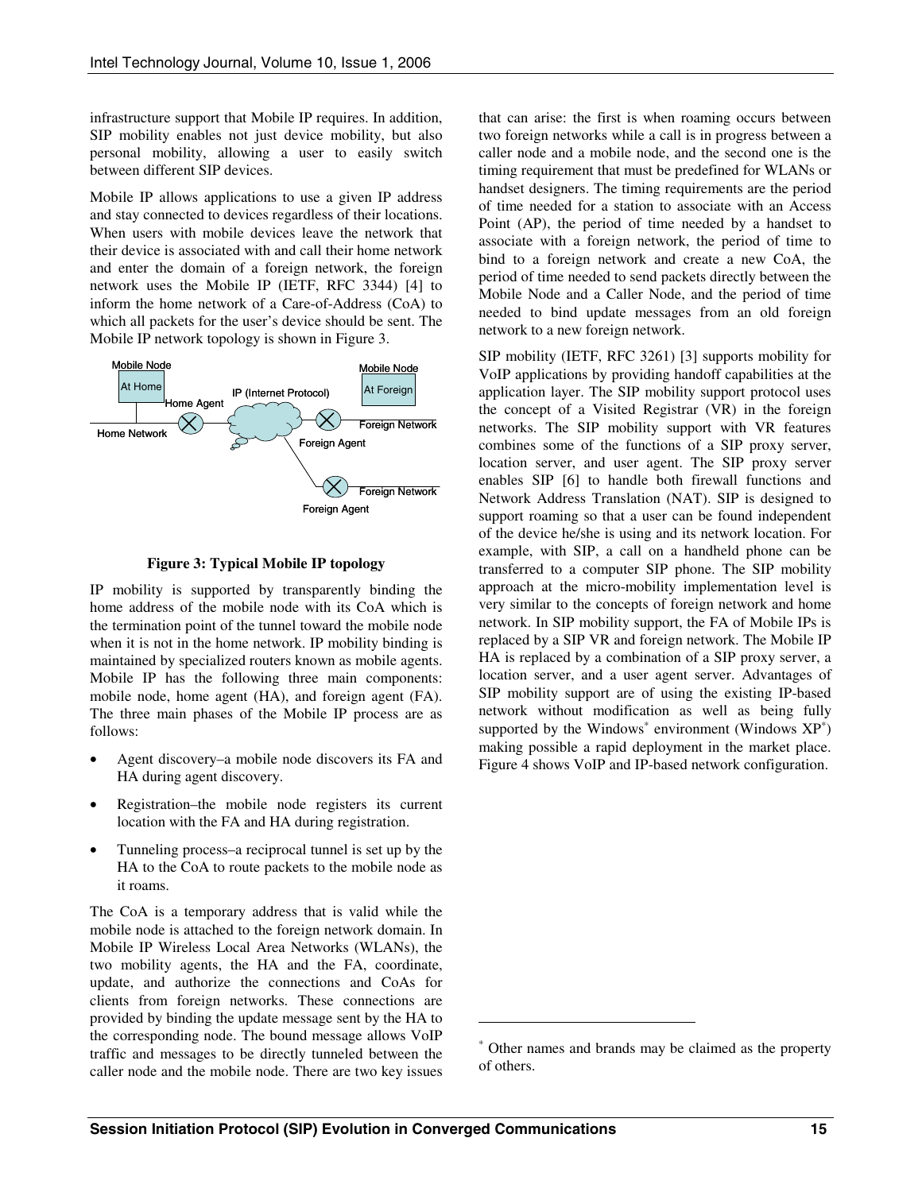infrastructure support that Mobile IP requires. In addition, SIP mobility enables not just device mobility, but also personal mobility, allowing a user to easily switch between different SIP devices.

Mobile IP allows applications to use a given IP address and stay connected to devices regardless of their locations. When users with mobile devices leave the network that their device is associated with and call their home network and enter the domain of a foreign network, the foreign network uses the Mobile IP (IETF, RFC 3344) [4] to inform the home network of a Care-of-Address (CoA) to which all packets for the user's device should be sent. The Mobile IP network topology is shown in Figure 3.

**Figure 3: Typical Mobile IP topology**

IP mobility is supported by transparently binding the home address of the mobile node with its CoA which is the termination point of the tunnel toward the mobile node when it is not in the home network. IP mobility binding is maintained by specialized routers known as mobile agents. Mobile IP has the following three main components: mobile node, home agent (HA), and foreign agent (FA). The three main phases of the Mobile IP process are as follows:

- Agent discovery–a mobile node discovers its FA and HA during agent discovery.
- Registration–the mobile node registers its current location with the FA and HA during registration.
- Tunneling process–a reciprocal tunnel is set up by the HA to the CoA to route packets to the mobile node as it roams.

The CoA is a temporary address that is valid while the mobile node is attached to the foreign network domain. In Mobile IP Wireless Local Area Networks (WLANs), the two mobility agents, the HA and the FA, coordinate, update, and authorize the connections and CoAs for clients from foreign networks. These connections are provided by binding the update message sent by the HA to the corresponding node. The bound message allows VoIP traffic and messages to be directly tunneled between the caller node and the mobile node. There are two key issues that can arise: the first is when roaming occurs between two foreign networks while a call is in progress between a caller node and a mobile node, and the second one is the timing requirement that must be predefined for WLANs or handset designers. The timing requirements are the period of time needed for a station to associate with an Access Point (AP), the period of time needed by a handset to associate with a foreign network, the period of time to bind to a foreign network and create a new CoA, the period of time needed to send packets directly between the Mobile Node and a Caller Node, and the period of time needed to bind update messages from an old foreign network to a new foreign network.

SIP mobility (IETF, RFC 3261) [3] supports mobility for VoIP applications by providing handoff capabilities at the application layer. The SIP mobility support protocol uses the concept of a Visited Registrar (VR) in the foreign networks. The SIP mobility support with VR features combines some of the functions of a SIP proxy server, location server, and user agent. The SIP proxy server enables SIP [6] to handle both firewall functions and Network Address Translation (NAT). SIP is designed to support roaming so that a user can be found independent of the device he/she is using and its network location. For example, with SIP, a call on a handheld phone can be transferred to a computer SIP phone. The SIP mobility approach at the micro-mobility implementation level is very similar to the concepts of foreign network and home network. In SIP mobility support, the FA of Mobile IPs is replaced by a SIP VR and foreign network. The Mobile IP HA is replaced by a combination of a SIP proxy server, a location server, and a user agent server. Advantages of SIP mobility support are of using the existing IP-based network without modification as well as being fully supported by the Windows* environment (Windows XP*) making possible a rapid deployment in the market place. Figure 4 shows VoIP and IP-based network configuration.

---

\* Other names and brands may be claimed as the property of others.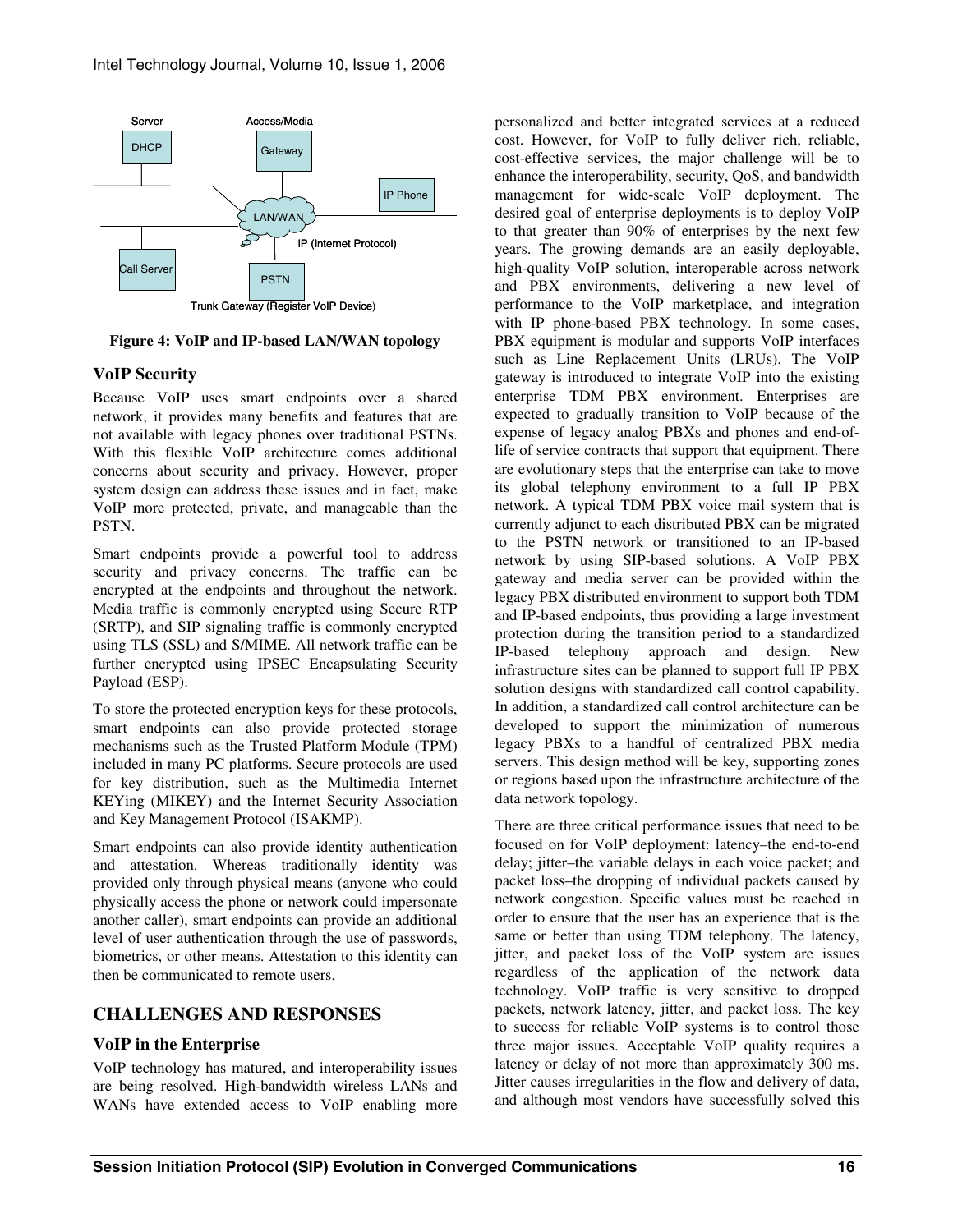Figure 4: VoIP and IP-based LAN/WAN topology

### VoIP Security

Because VoIP uses smart endpoints over a shared network, it provides many benefits and features that are not available with legacy phones over traditional PSTNs. With this flexible VoIP architecture comes additional concerns about security and privacy. However, proper system design can address these issues and in fact, make VoIP more protected, private, and manageable than the PSTN.

Smart endpoints provide a powerful tool to address security and privacy concerns. The traffic can be encrypted at the endpoints and throughout the network. Media traffic is commonly encrypted using Secure RTP (SRTP), and SIP signaling traffic is commonly encrypted using TLS (SSL) and S/MIME. All network traffic can be further encrypted using IPSEC Encapsulating Security Payload (ESP).

To store the protected encryption keys for these protocols, smart endpoints can also provide protected storage mechanisms such as the Trusted Platform Module (TPM) included in many PC platforms. Secure protocols are used for key distribution, such as the Multimedia Internet KEYing (MIKEY) and the Internet Security Association and Key Management Protocol (ISAKMP).

Smart endpoints can also provide identity authentication and attestation. Whereas traditionally identity was provided only through physical means (anyone who could physically access the phone or network could impersonate another caller), smart endpoints can provide an additional level of user authentication through the use of passwords, biometrics, or other means. Attestation to this identity can then be communicated to remote users.

## CHALLENGES AND RESPONSES

### VoIP in the Enterprise

VoIP technology has matured, and interoperability issues are being resolved. High-bandwidth wireless LANs and WANs have extended access to VoIP enabling more personalized and better integrated services at a reduced cost. However, for VoIP to fully deliver rich, reliable, cost-effective services, the major challenge will be to enhance the interoperability, security, QoS, and bandwidth management for wide-scale VoIP deployment. The desired goal of enterprise deployments is to deploy VoIP to that greater than 90% of enterprises by the next few years. The growing demands are an easily deployable, high-quality VoIP solution, interoperable across network and PBX environments, delivering a new level of performance to the VoIP marketplace, and integration with IP phone-based PBX technology. In some cases, PBX equipment is modular and supports VoIP interfaces such as Line Replacement Units (LRUs). The VoIP gateway is introduced to integrate VoIP into the existing enterprise TDM PBX environment. Enterprises are expected to gradually transition to VoIP because of the expense of legacy analog PBXs and phones and end-of-life of service contracts that support that equipment. There are evolutionary steps that the enterprise can take to move its global telephony environment to a full IP PBX network. A typical TDM PBX voice mail system that is currently adjunct to each distributed PBX can be migrated to the PSTN network or transitioned to an IP-based network by using SIP-based solutions. A VoIP PBX gateway and media server can be provided within the legacy PBX distributed environment to support both TDM and IP-based endpoints, thus providing a large investment protection during the transition period to a standardized IP-based telephony approach and design. New infrastructure sites can be planned to support full IP PBX solution designs with standardized call control capability. In addition, a standardized call control architecture can be developed to support the minimization of numerous legacy PBXs to a handful of centralized PBX media servers. This design method will be key, supporting zones or regions based upon the infrastructure architecture of the data network topology.

There are three critical performance issues that need to be focused on for VoIP deployment: latency–the end-to-end delay; jitter–the variable delays in each voice packet; and packet loss–the dropping of individual packets caused by network congestion. Specific values must be reached in order to ensure that the user has an experience that is the same or better than using TDM telephony. The latency, jitter, and packet loss of the VoIP system are issues regardless of the application of the network data technology. VoIP traffic is very sensitive to dropped packets, network latency, jitter, and packet loss. The key to success for reliable VoIP systems is to control those three major issues. Acceptable VoIP quality requires a latency or delay of not more than approximately 300 ms. Jitter causes irregularities in the flow and delivery of data, and although most vendors have successfully solved this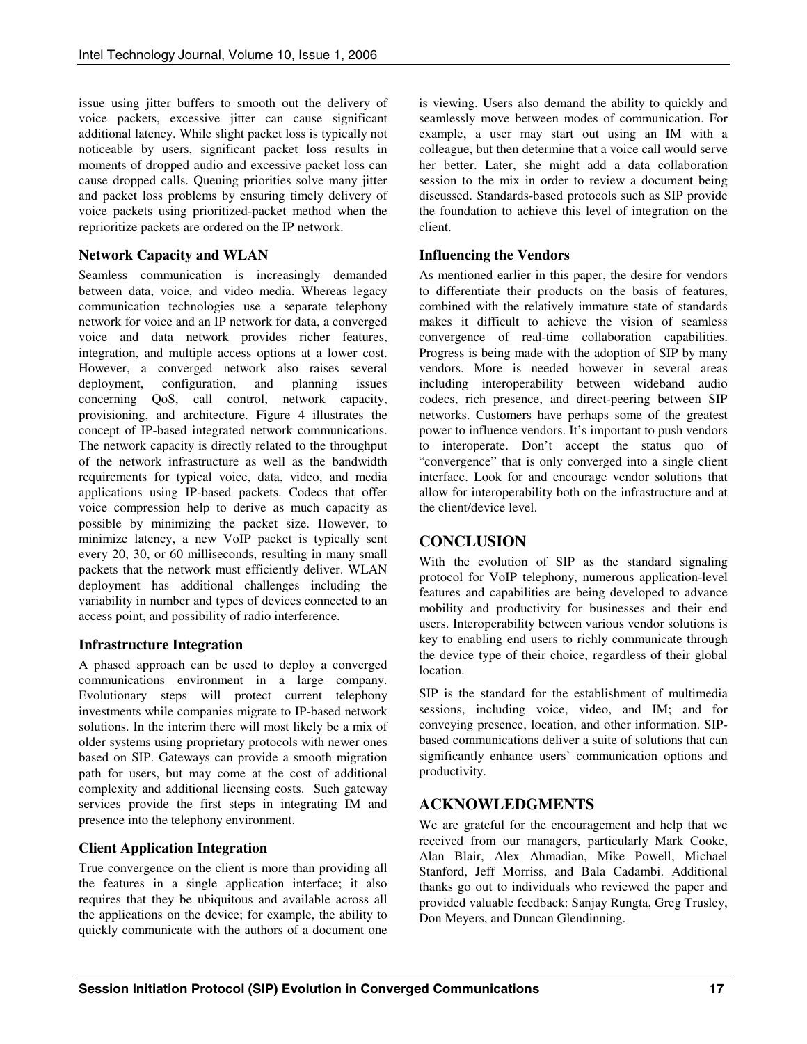issue using jitter buffers to smooth out the delivery of voice packets, excessive jitter can cause significant additional latency. While slight packet loss is typically not noticeable by users, significant packet loss results in moments of dropped audio and excessive packet loss can cause dropped calls. Queuing priorities solve many jitter and packet loss problems by ensuring timely delivery of voice packets using prioritized-packet method when the reprioritize packets are ordered on the IP network.

### Network Capacity and WLAN

Seamless communication is increasingly demanded between data, voice, and video media. Whereas legacy communication technologies use a separate telephony network for voice and an IP network for data, a converged voice and data network provides richer features, integration, and multiple access options at a lower cost. However, a converged network also raises several deployment, configuration, and planning issues concerning QoS, call control, network capacity, provisioning, and architecture. Figure 4 illustrates the concept of IP-based integrated network communications. The network capacity is directly related to the throughput of the network infrastructure as well as the bandwidth requirements for typical voice, data, video, and media applications using IP-based packets. Codecs that offer voice compression help to derive as much capacity as possible by minimizing the packet size. However, to minimize latency, a new VoIP packet is typically sent every 20, 30, or 60 milliseconds, resulting in many small packets that the network must efficiently deliver. WLAN deployment has additional challenges including the variability in number and types of devices connected to an access point, and possibility of radio interference.

### Infrastructure Integration

A phased approach can be used to deploy a converged communications environment in a large company. Evolutionary steps will protect current telephony investments while companies migrate to IP-based network solutions. In the interim there will most likely be a mix of older systems using proprietary protocols with newer ones based on SIP. Gateways can provide a smooth migration path for users, but may come at the cost of additional complexity and additional licensing costs. Such gateway services provide the first steps in integrating IM and presence into the telephony environment.

### Client Application Integration

True convergence on the client is more than providing all the features in a single application interface; it also requires that they be ubiquitous and available across all the applications on the device; for example, the ability to quickly communicate with the authors of a document one is viewing. Users also demand the ability to quickly and seamlessly move between modes of communication. For example, a user may start out using an IM with a colleague, but then determine that a voice call would serve her better. Later, she might add a data collaboration session to the mix in order to review a document being discussed. Standards-based protocols such as SIP provide the foundation to achieve this level of integration on the client.

### Influencing the Vendors

As mentioned earlier in this paper, the desire for vendors to differentiate their products on the basis of features, combined with the relatively immature state of standards makes it difficult to achieve the vision of seamless convergence of real-time collaboration capabilities. Progress is being made with the adoption of SIP by many vendors. More is needed however in several areas including interoperability between wideband audio codecs, rich presence, and direct-peering between SIP networks. Customers have perhaps some of the greatest power to influence vendors. It's important to push vendors to interoperate. Don't accept the status quo of "convergence" that is only converged into a single client interface. Look for and encourage vendor solutions that allow for interoperability both on the infrastructure and at the client/device level.

## CONCLUSION

With the evolution of SIP as the standard signaling protocol for VoIP telephony, numerous application-level features and capabilities are being developed to advance mobility and productivity for businesses and their end users. Interoperability between various vendor solutions is key to enabling end users to richly communicate through the device type of their choice, regardless of their global location.

SIP is the standard for the establishment of multimedia sessions, including voice, video, and IM; and for conveying presence, location, and other information. SIP-based communications deliver a suite of solutions that can significantly enhance users' communication options and productivity.

## ACKNOWLEDGMENTS

We are grateful for the encouragement and help that we received from our managers, particularly Mark Cooke, Alan Blair, Alex Ahmadian, Mike Powell, Michael Stanford, Jeff Morriss, and Bala Cadambi. Additional thanks go out to individuals who reviewed the paper and provided valuable feedback: Sanjay Rungta, Greg Trusley, Don Meyers, and Duncan Glendinning.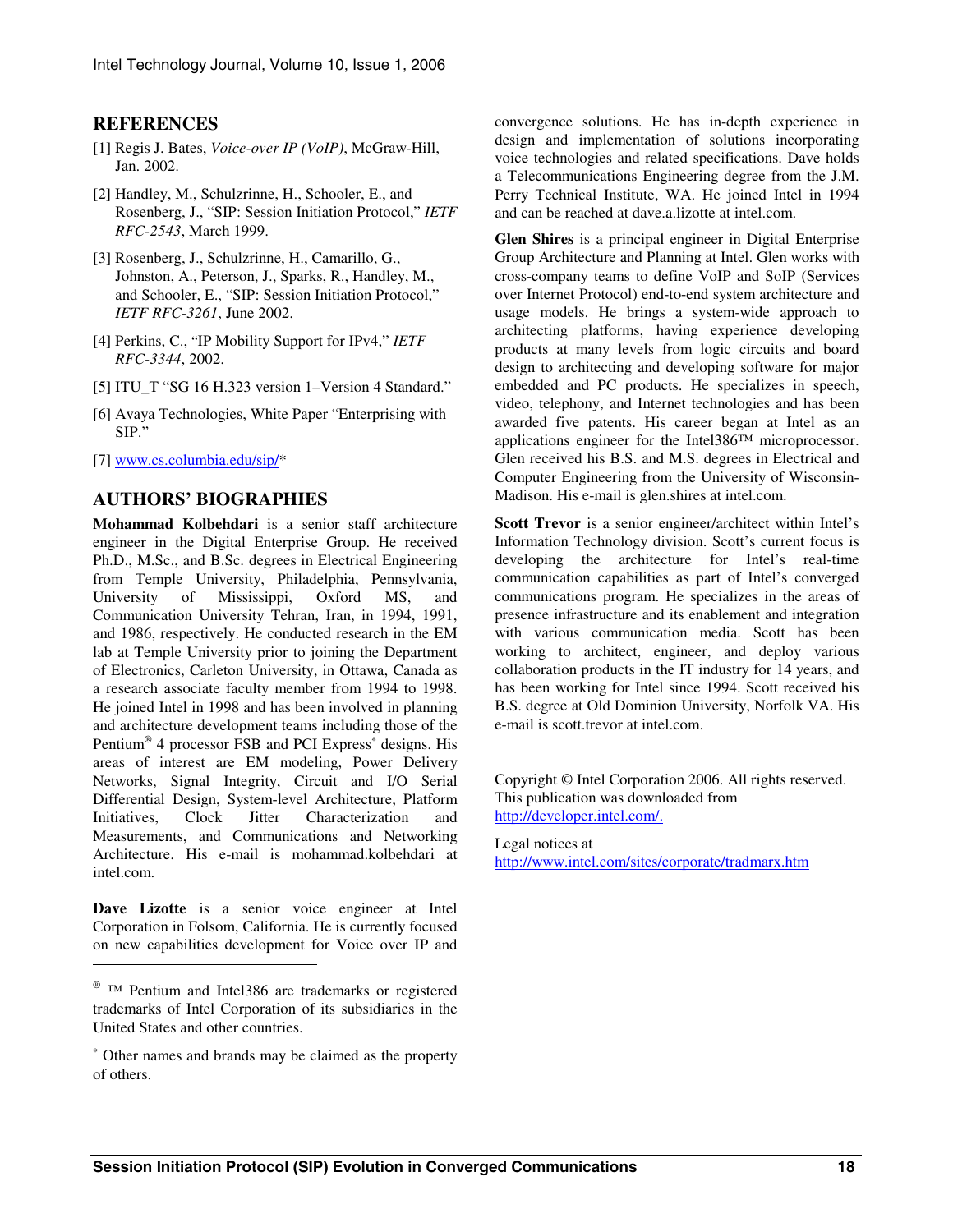## REFERENCES

[1] Regis J. Bates, *Voice-over IP (VoIP)*, McGraw-Hill, Jan. 2002.

[2] Handley, M., Schulzrinne, H., Schooler, E., and Rosenberg, J., "SIP: Session Initiation Protocol," *IETF RFC-2543*, March 1999.

[3] Rosenberg, J., Schulzrinne, H., Camarillo, G., Johnston, A., Peterson, J., Sparks, R., Handley, M., and Schooler, E., "SIP: Session Initiation Protocol," *IETF RFC-3261*, June 2002.

[4] Perkins, C., "IP Mobility Support for IPv4," *IETF RFC-3344*, 2002.

[5] ITU_T "SG 16 H.323 version 1–Version 4 Standard."

[6] Avaya Technologies, White Paper "Enterprising with SIP."

[7] www.cs.columbia.edu/sip/*

## AUTHORS' BIOGRAPHIES

**Mohammad Kolbehdari** is a senior staff architecture engineer in the Digital Enterprise Group. He received Ph.D., M.Sc., and B.Sc. degrees in Electrical Engineering from Temple University, Philadelphia, Pennsylvania, University of Mississippi, Oxford MS, and Communication University Tehran, Iran, in 1994, 1991, and 1986, respectively. He conducted research in the EM lab at Temple University prior to joining the Department of Electronics, Carleton University, in Ottawa, Canada as a research associate faculty member from 1994 to 1998. He joined Intel in 1998 and has been involved in planning and architecture development teams including those of the Pentium® 4 processor FSB and PCI Express* designs. His areas of interest are EM modeling, Power Delivery Networks, Signal Integrity, Circuit and I/O Serial Differential Design, System-level Architecture, Platform Initiatives, Clock Jitter Characterization and Measurements, and Communications and Networking Architecture. His e-mail is mohammad.kolbehdari at intel.com.

**Dave Lizotte** is a senior voice engineer at Intel Corporation in Folsom, California. He is currently focused on new capabilities development for Voice over IP and convergence solutions. He has in-depth experience in design and implementation of solutions incorporating voice technologies and related specifications. Dave holds a Telecommunications Engineering degree from the J.M. Perry Technical Institute, WA. He joined Intel in 1994 and can be reached at dave.a.lizotte at intel.com.

**Glen Shires** is a principal engineer in Digital Enterprise Group Architecture and Planning at Intel. Glen works with cross-company teams to define VoIP and SoIP (Services over Internet Protocol) end-to-end system architecture and usage models. He brings a system-wide approach to architecting platforms, having experience developing products at many levels from logic circuits and board design to architecting and developing software for major embedded and PC products. He specializes in speech, video, telephony, and Internet technologies and has been awarded five patents. His career began at Intel as an applications engineer for the Intel386™ microprocessor. Glen received his B.S. and M.S. degrees in Electrical and Computer Engineering from the University of Wisconsin-Madison. His e-mail is glen.shires at intel.com.

**Scott Trevor** is a senior engineer/architect within Intel's Information Technology division. Scott's current focus is developing the architecture for Intel's real-time communication capabilities as part of Intel's converged communications program. He specializes in the areas of presence infrastructure and its enablement and integration with various communication media. Scott has been working to architect, engineer, and deploy various collaboration products in the IT industry for 14 years, and has been working for Intel since 1994. Scott received his B.S. degree at Old Dominion University, Norfolk VA. His e-mail is scott.trevor at intel.com.

---

® ™ Pentium and Intel386 are trademarks or registered trademarks of Intel Corporation of its subsidiaries in the United States and other countries.

* Other names and brands may be claimed as the property of others.

Copyright © Intel Corporation 2006. All rights reserved. This publication was downloaded from http://developer.intel.com/.

Legal notices at http://www.intel.com/sites/corporate/tradmarx.htm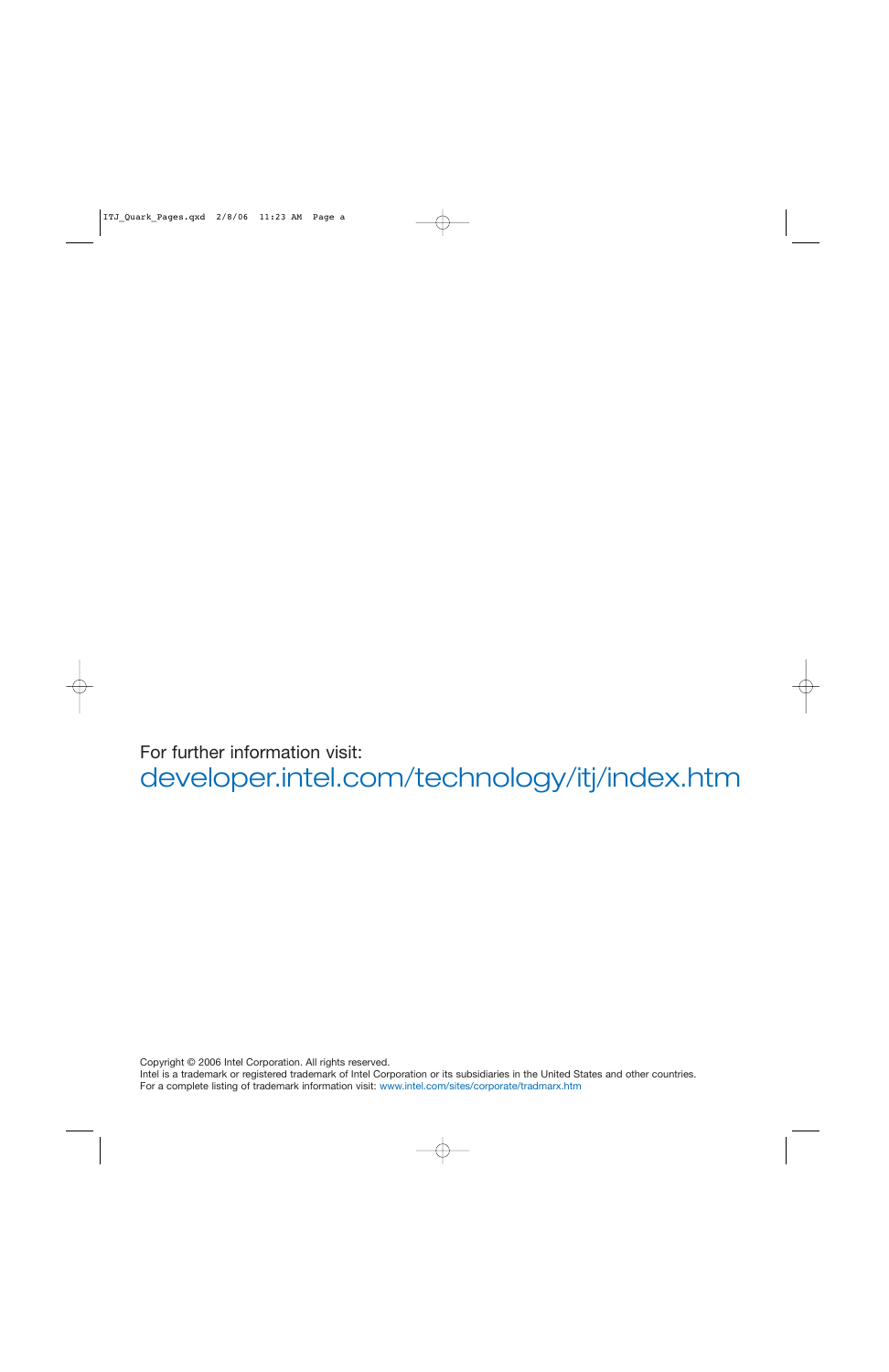For further information visit:

developer.intel.com/technology/itj/index.htm

Copyright © 2006 Intel Corporation. All rights reserved.
Intel is a trademark or registered trademark of Intel Corporation or its subsidiaries in the United States and other countries.
For a complete listing of trademark information visit: www.intel.com/sites/corporate/tradmarx.htm